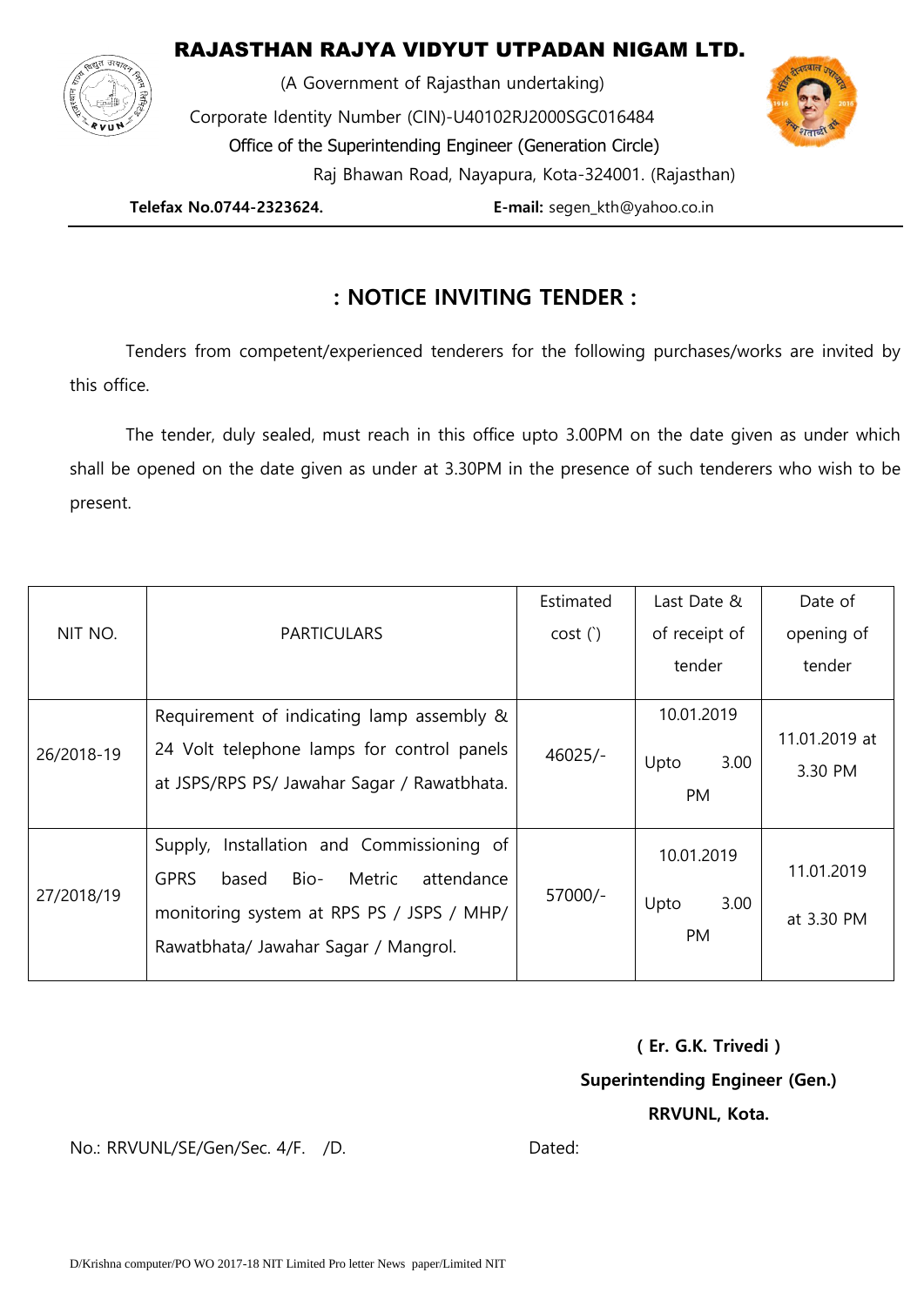# RAJASTHAN RAJYA VIDYUT UTPADAN NIGAM LTD.

(A Government of Rajasthan undertaking)

Corporate Identity Number (CIN)-U40102RJ2000SGC016484

Office of the Superintending Engineer (Generation Circle)

Raj Bhawan Road, Nayapura, Kota-324001. (Rajasthan)

**Telefax No.0744-2323624.** **E-mail:** segen_kth@yahoo.co.in

## : NOTICE INVITING TENDER :

Tenders from competent/experienced tenderers for the following purchases/works are invited by this office.

The tender, duly sealed, must reach in this office upto 3.00PM on the date given as under which shall be opened on the date given as under at 3.30PM in the presence of such tenderers who wish to be present.

| NIT NO. | PARTICULARS | Estimated cost (`) | Last Date & of receipt of tender | Date of opening of tender |
|---|---|---|---|---|
| 26/2018-19 | Requirement of indicating lamp assembly & 24 Volt telephone lamps for control panels at JSPS/RPS PS/ Jawahar Sagar / Rawatbhata. | 46025/- | 10.01.2019 Upto 3.00 PM | 11.01.2019 at 3.30 PM |
| 27/2018/19 | Supply, Installation and Commissioning of GPRS based Bio- Metric attendance monitoring system at RPS PS / JSPS / MHP/ Rawatbhata/ Jawahar Sagar / Mangrol. | 57000/- | 10.01.2019 Upto 3.00 PM | 11.01.2019 at 3.30 PM |

**( Er. G.K. Trivedi )**
**Superintending Engineer (Gen.)**
**RRVUNL, Kota.**

No.: RRVUNL/SE/Gen/Sec. 4/F. /D. Dated:

D/Krishna computer/PO WO 2017-18 NIT Limited Pro letter News paper/Limited NIT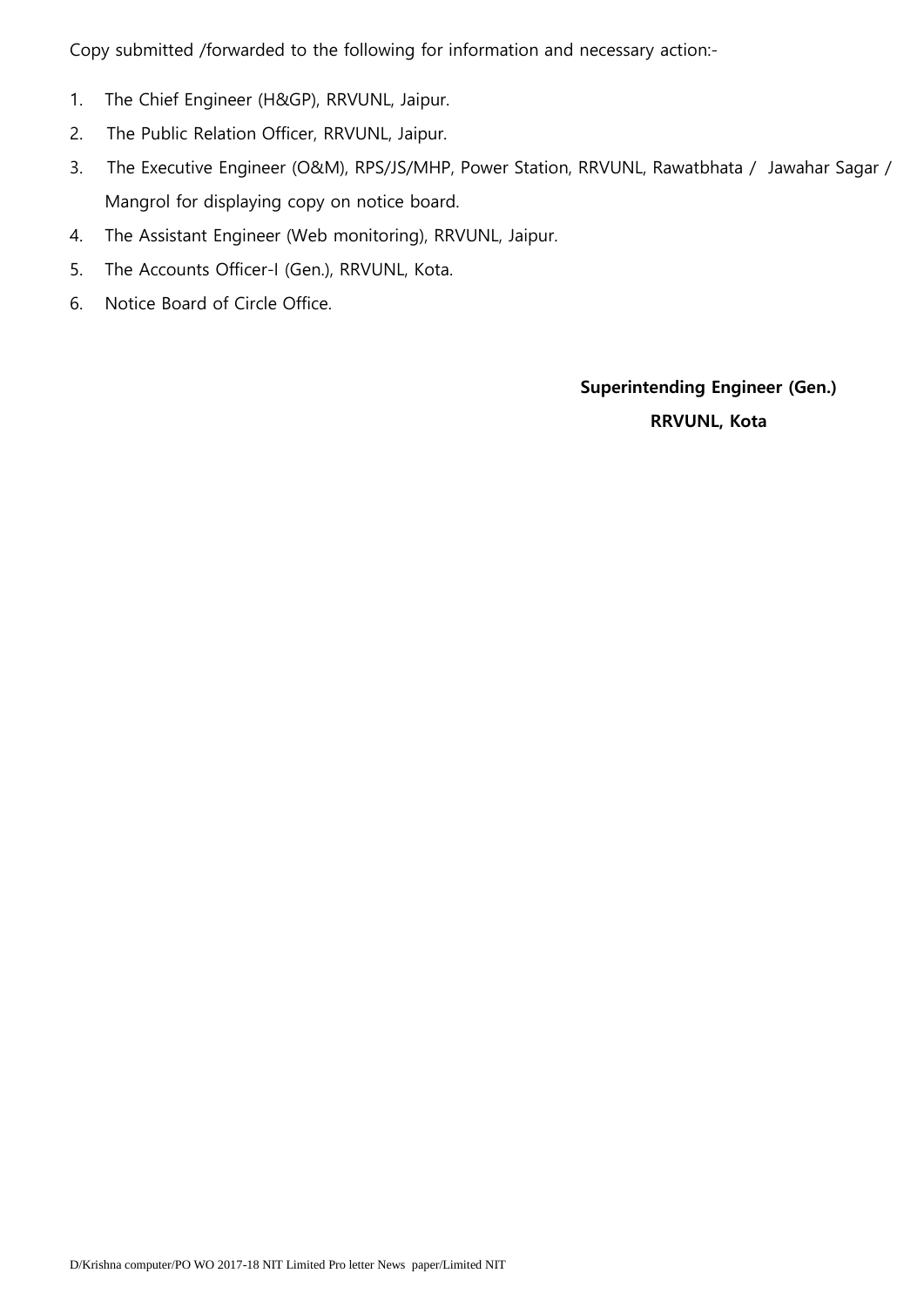Copy submitted /forwarded to the following for information and necessary action:-

1. The Chief Engineer (H&GP), RRVUNL, Jaipur.
2. The Public Relation Officer, RRVUNL, Jaipur.
3. The Executive Engineer (O&M), RPS/JS/MHP, Power Station, RRVUNL, Rawatbhata / Jawahar Sagar / Mangrol for displaying copy on notice board.
4. The Assistant Engineer (Web monitoring), RRVUNL, Jaipur.
5. The Accounts Officer-I (Gen.), RRVUNL, Kota.
6. Notice Board of Circle Office.

**Superintending Engineer (Gen.)**

**RRVUNL, Kota**

D/Krishna computer/PO WO 2017-18 NIT Limited Pro letter News paper/Limited NIT